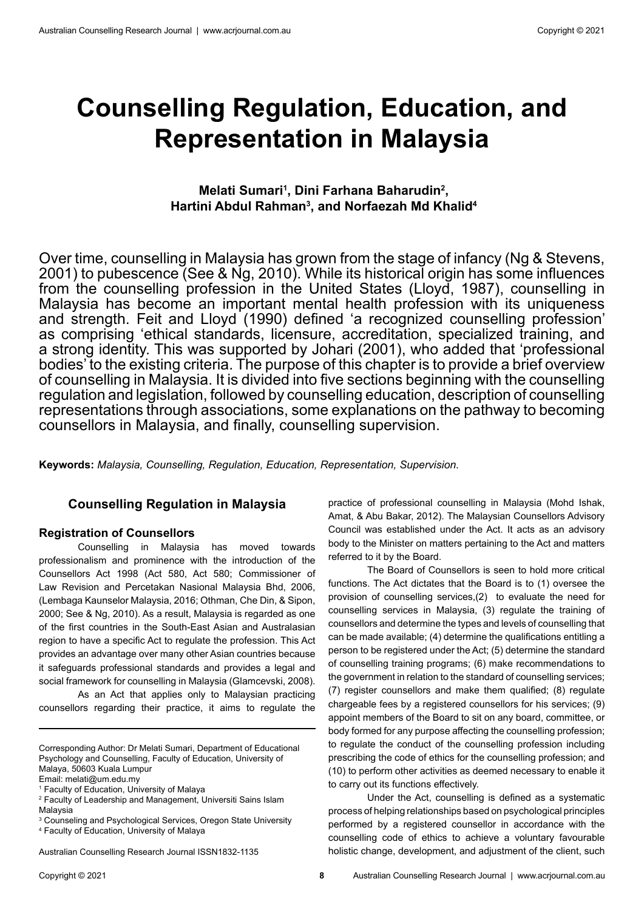# Counselling Regulation, Education, and Representation in Malaysia

**Melati Sumari[1], Dini Farhana Baharudin[2], Hartini Abdul Rahman[3], and Norfaezah Md Khalid[4]**

Over time, counselling in Malaysia has grown from the stage of infancy (Ng & Stevens, 2001) to pubescence (See & Ng, 2010). While its historical origin has some influences from the counselling profession in the United States (Lloyd, 1987), counselling in Malaysia has become an important mental health profession with its uniqueness and strength. Feit and Lloyd (1990) defined 'a recognized counselling profession' as comprising 'ethical standards, licensure, accreditation, specialized training, and a strong identity. This was supported by Johari (2001), who added that 'professional bodies' to the existing criteria. The purpose of this chapter is to provide a brief overview of counselling in Malaysia. It is divided into five sections beginning with the counselling regulation and legislation, followed by counselling education, description of counselling representations through associations, some explanations on the pathway to becoming counsellors in Malaysia, and finally, counselling supervision.

**Keywords:** *Malaysia, Counselling, Regulation, Education, Representation, Supervision.*

## Counselling Regulation in Malaysia

### Registration of Counsellors

Counselling in Malaysia has moved towards professionalism and prominence with the introduction of the Counsellors Act 1998 (Act 580, Act 580; Commissioner of Law Revision and Percetakan Nasional Malaysia Bhd, 2006, (Lembaga Kaunselor Malaysia, 2016; Othman, Che Din, & Sipon, 2000; See & Ng, 2010). As a result, Malaysia is regarded as one of the first countries in the South-East Asian and Australasian region to have a specific Act to regulate the profession. This Act provides an advantage over many other Asian countries because it safeguards professional standards and provides a legal and social framework for counselling in Malaysia (Glamcevski, 2008).

As an Act that applies only to Malaysian practicing counsellors regarding their practice, it aims to regulate the practice of professional counselling in Malaysia (Mohd Ishak, Amat, & Abu Bakar, 2012). The Malaysian Counsellors Advisory Council was established under the Act. It acts as an advisory body to the Minister on matters pertaining to the Act and matters referred to it by the Board.

The Board of Counsellors is seen to hold more critical functions. The Act dictates that the Board is to (1) oversee the provision of counselling services,(2) to evaluate the need for counselling services in Malaysia, (3) regulate the training of counsellors and determine the types and levels of counselling that can be made available; (4) determine the qualifications entitling a person to be registered under the Act; (5) determine the standard of counselling training programs; (6) make recommendations to the government in relation to the standard of counselling services; (7) register counsellors and make them qualified; (8) regulate chargeable fees by a registered counsellors for his services; (9) appoint members of the Board to sit on any board, committee, or body formed for any purpose affecting the counselling profession; to regulate the conduct of the counselling profession including prescribing the code of ethics for the counselling profession; and (10) to perform other activities as deemed necessary to enable it to carry out its functions effectively.

Under the Act, counselling is defined as a systematic process of helping relationships based on psychological principles performed by a registered counsellor in accordance with the counselling code of ethics to achieve a voluntary favourable holistic change, development, and adjustment of the client, such

---

Corresponding Author: Dr Melati Sumari, Department of Educational Psychology and Counselling, Faculty of Education, University of Malaya, 50603 Kuala Lumpur
Email: melati@um.edu.my

[1] Faculty of Education, University of Malaya
[2] Faculty of Leadership and Management, Universiti Sains Islam Malaysia
[3] Counseling and Psychological Services, Oregon State University
[4] Faculty of Education, University of Malaya

Australian Counselling Research Journal ISSN1832-1135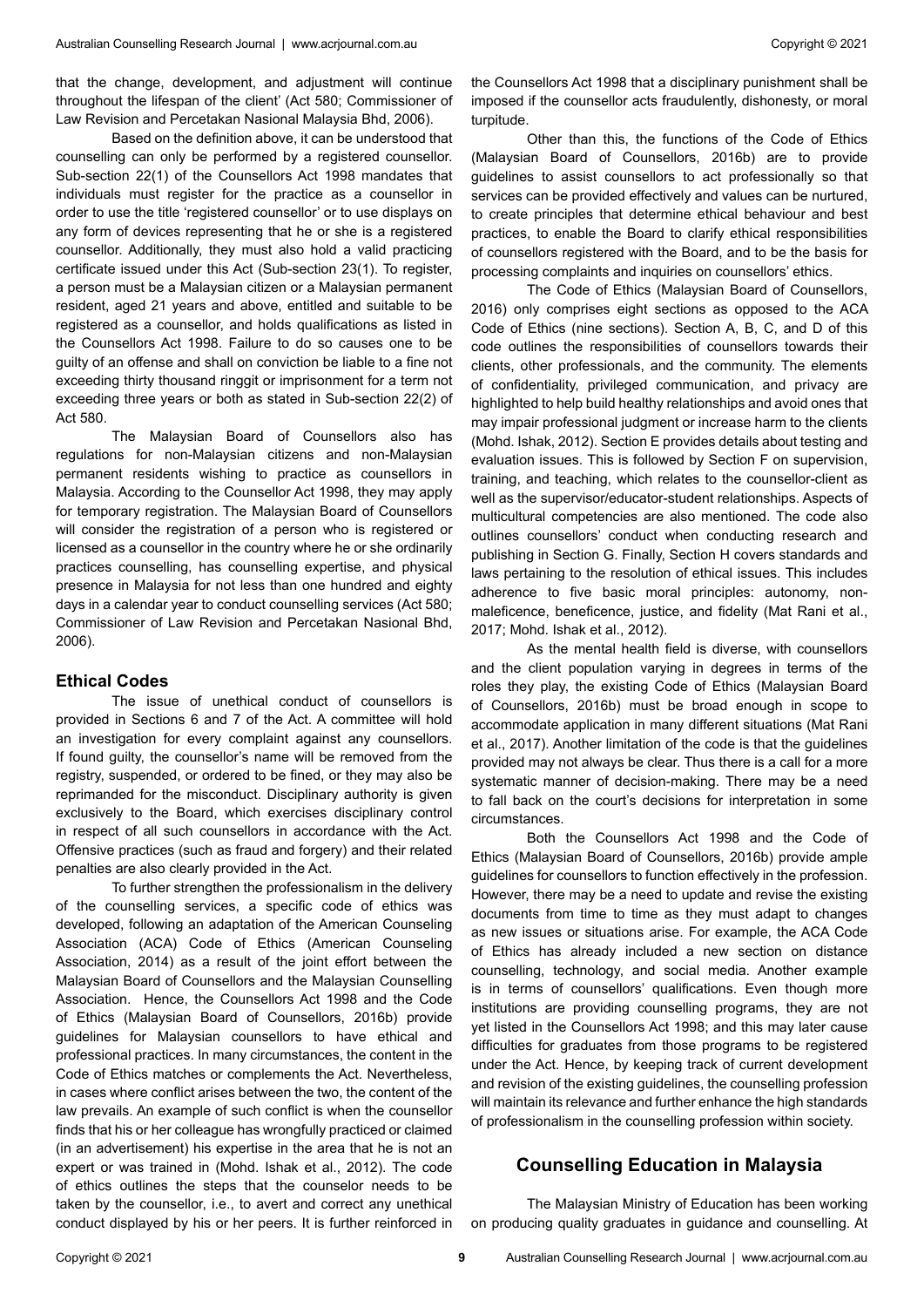that the change, development, and adjustment will continue throughout the lifespan of the client' (Act 580; Commissioner of Law Revision and Percetakan Nasional Malaysia Bhd, 2006).

Based on the definition above, it can be understood that counselling can only be performed by a registered counsellor. Sub-section 22(1) of the Counsellors Act 1998 mandates that individuals must register for the practice as a counsellor in order to use the title 'registered counsellor' or to use displays on any form of devices representing that he or she is a registered counsellor. Additionally, they must also hold a valid practicing certificate issued under this Act (Sub-section 23(1). To register, a person must be a Malaysian citizen or a Malaysian permanent resident, aged 21 years and above, entitled and suitable to be registered as a counsellor, and holds qualifications as listed in the Counsellors Act 1998. Failure to do so causes one to be guilty of an offense and shall on conviction be liable to a fine not exceeding thirty thousand ringgit or imprisonment for a term not exceeding three years or both as stated in Sub-section 22(2) of Act 580.

The Malaysian Board of Counsellors also has regulations for non-Malaysian citizens and non-Malaysian permanent residents wishing to practice as counsellors in Malaysia. According to the Counsellor Act 1998, they may apply for temporary registration. The Malaysian Board of Counsellors will consider the registration of a person who is registered or licensed as a counsellor in the country where he or she ordinarily practices counselling, has counselling expertise, and physical presence in Malaysia for not less than one hundred and eighty days in a calendar year to conduct counselling services (Act 580; Commissioner of Law Revision and Percetakan Nasional Bhd, 2006).

### Ethical Codes

The issue of unethical conduct of counsellors is provided in Sections 6 and 7 of the Act. A committee will hold an investigation for every complaint against any counsellors. If found guilty, the counsellor's name will be removed from the registry, suspended, or ordered to be fined, or they may also be reprimanded for the misconduct. Disciplinary authority is given exclusively to the Board, which exercises disciplinary control in respect of all such counsellors in accordance with the Act. Offensive practices (such as fraud and forgery) and their related penalties are also clearly provided in the Act.

To further strengthen the professionalism in the delivery of the counselling services, a specific code of ethics was developed, following an adaptation of the American Counseling Association (ACA) Code of Ethics (American Counseling Association, 2014) as a result of the joint effort between the Malaysian Board of Counsellors and the Malaysian Counselling Association. Hence, the Counsellors Act 1998 and the Code of Ethics (Malaysian Board of Counsellors, 2016b) provide guidelines for Malaysian counsellors to have ethical and professional practices. In many circumstances, the content in the Code of Ethics matches or complements the Act. Nevertheless, in cases where conflict arises between the two, the content of the law prevails. An example of such conflict is when the counsellor finds that his or her colleague has wrongfully practiced or claimed (in an advertisement) his expertise in the area that he is not an expert or was trained in (Mohd. Ishak et al., 2012). The code of ethics outlines the steps that the counselor needs to be taken by the counsellor, i.e., to avert and correct any unethical conduct displayed by his or her peers. It is further reinforced in the Counsellors Act 1998 that a disciplinary punishment shall be imposed if the counsellor acts fraudulently, dishonesty, or moral turpitude.

Other than this, the functions of the Code of Ethics (Malaysian Board of Counsellors, 2016b) are to provide guidelines to assist counsellors to act professionally so that services can be provided effectively and values can be nurtured, to create principles that determine ethical behaviour and best practices, to enable the Board to clarify ethical responsibilities of counsellors registered with the Board, and to be the basis for processing complaints and inquiries on counsellors' ethics.

The Code of Ethics (Malaysian Board of Counsellors, 2016) only comprises eight sections as opposed to the ACA Code of Ethics (nine sections). Section A, B, C, and D of this code outlines the responsibilities of counsellors towards their clients, other professionals, and the community. The elements of confidentiality, privileged communication, and privacy are highlighted to help build healthy relationships and avoid ones that may impair professional judgment or increase harm to the clients (Mohd. Ishak, 2012). Section E provides details about testing and evaluation issues. This is followed by Section F on supervision, training, and teaching, which relates to the counsellor-client as well as the supervisor/educator-student relationships. Aspects of multicultural competencies are also mentioned. The code also outlines counsellors' conduct when conducting research and publishing in Section G. Finally, Section H covers standards and laws pertaining to the resolution of ethical issues. This includes adherence to five basic moral principles: autonomy, non-maleficence, beneficence, justice, and fidelity (Mat Rani et al., 2017; Mohd. Ishak et al., 2012).

As the mental health field is diverse, with counsellors and the client population varying in degrees in terms of the roles they play, the existing Code of Ethics (Malaysian Board of Counsellors, 2016b) must be broad enough in scope to accommodate application in many different situations (Mat Rani et al., 2017). Another limitation of the code is that the guidelines provided may not always be clear. Thus there is a call for a more systematic manner of decision-making. There may be a need to fall back on the court's decisions for interpretation in some circumstances.

Both the Counsellors Act 1998 and the Code of Ethics (Malaysian Board of Counsellors, 2016b) provide ample guidelines for counsellors to function effectively in the profession. However, there may be a need to update and revise the existing documents from time to time as they must adapt to changes as new issues or situations arise. For example, the ACA Code of Ethics has already included a new section on distance counselling, technology, and social media. Another example is in terms of counsellors' qualifications. Even though more institutions are providing counselling programs, they are not yet listed in the Counsellors Act 1998; and this may later cause difficulties for graduates from those programs to be registered under the Act. Hence, by keeping track of current development and revision of the existing guidelines, the counselling profession will maintain its relevance and further enhance the high standards of professionalism in the counselling profession within society.

## Counselling Education in Malaysia

The Malaysian Ministry of Education has been working on producing quality graduates in guidance and counselling. At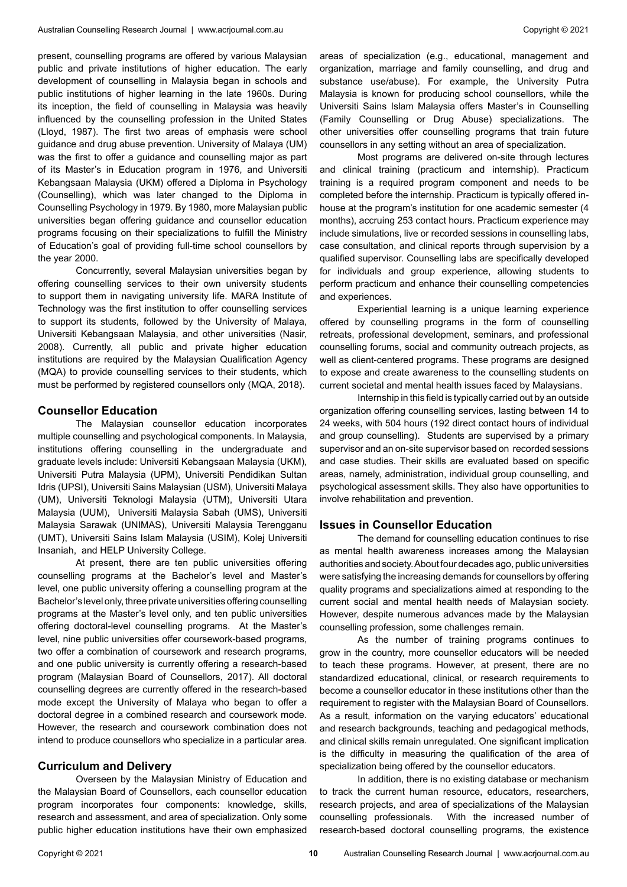present, counselling programs are offered by various Malaysian public and private institutions of higher education. The early development of counselling in Malaysia began in schools and public institutions of higher learning in the late 1960s. During its inception, the field of counselling in Malaysia was heavily influenced by the counselling profession in the United States (Lloyd, 1987). The first two areas of emphasis were school guidance and drug abuse prevention. University of Malaya (UM) was the first to offer a guidance and counselling major as part of its Master's in Education program in 1976, and Universiti Kebangsaan Malaysia (UKM) offered a Diploma in Psychology (Counselling), which was later changed to the Diploma in Counselling Psychology in 1979. By 1980, more Malaysian public universities began offering guidance and counsellor education programs focusing on their specializations to fulfill the Ministry of Education's goal of providing full-time school counsellors by the year 2000.

Concurrently, several Malaysian universities began by offering counselling services to their own university students to support them in navigating university life. MARA Institute of Technology was the first institution to offer counselling services to support its students, followed by the University of Malaya, Universiti Kebangsaan Malaysia, and other universities (Nasir, 2008). Currently, all public and private higher education institutions are required by the Malaysian Qualification Agency (MQA) to provide counselling services to their students, which must be performed by registered counsellors only (MQA, 2018).

## Counsellor Education

The Malaysian counsellor education incorporates multiple counselling and psychological components. In Malaysia, institutions offering counselling in the undergraduate and graduate levels include: Universiti Kebangsaan Malaysia (UKM), Universiti Putra Malaysia (UPM), Universiti Pendidikan Sultan Idris (UPSI), Universiti Sains Malaysian (USM), Universiti Malaya (UM), Universiti Teknologi Malaysia (UTM), Universiti Utara Malaysia (UUM), Universiti Malaysia Sabah (UMS), Universiti Malaysia Sarawak (UNIMAS), Universiti Malaysia Terengganu (UMT), Universiti Sains Islam Malaysia (USIM), Kolej Universiti Insaniah, and HELP University College.

At present, there are ten public universities offering counselling programs at the Bachelor's level and Master's level, one public university offering a counselling program at the Bachelor's level only, three private universities offering counselling programs at the Master's level only, and ten public universities offering doctoral-level counselling programs. At the Master's level, nine public universities offer coursework-based programs, two offer a combination of coursework and research programs, and one public university is currently offering a research-based program (Malaysian Board of Counsellors, 2017). All doctoral counselling degrees are currently offered in the research-based mode except the University of Malaya who began to offer a doctoral degree in a combined research and coursework mode. However, the research and coursework combination does not intend to produce counsellors who specialize in a particular area.

## Curriculum and Delivery

Overseen by the Malaysian Ministry of Education and the Malaysian Board of Counsellors, each counsellor education program incorporates four components: knowledge, skills, research and assessment, and area of specialization. Only some public higher education institutions have their own emphasized areas of specialization (e.g., educational, management and organization, marriage and family counselling, and drug and substance use/abuse). For example, the University Putra Malaysia is known for producing school counsellors, while the Universiti Sains Islam Malaysia offers Master's in Counselling (Family Counselling or Drug Abuse) specializations. The other universities offer counselling programs that train future counsellors in any setting without an area of specialization.

Most programs are delivered on-site through lectures and clinical training (practicum and internship). Practicum training is a required program component and needs to be completed before the internship. Practicum is typically offered in-house at the program's institution for one academic semester (4 months), accruing 253 contact hours. Practicum experience may include simulations, live or recorded sessions in counselling labs, case consultation, and clinical reports through supervision by a qualified supervisor. Counselling labs are specifically developed for individuals and group experience, allowing students to perform practicum and enhance their counselling competencies and experiences.

Experiential learning is a unique learning experience offered by counselling programs in the form of counselling retreats, professional development, seminars, and professional counselling forums, social and community outreach projects, as well as client-centered programs. These programs are designed to expose and create awareness to the counselling students on current societal and mental health issues faced by Malaysians.

Internship in this field is typically carried out by an outside organization offering counselling services, lasting between 14 to 24 weeks, with 504 hours (192 direct contact hours of individual and group counselling). Students are supervised by a primary supervisor and an on-site supervisor based on recorded sessions and case studies. Their skills are evaluated based on specific areas, namely, administration, individual group counselling, and psychological assessment skills. They also have opportunities to involve rehabilitation and prevention.

## Issues in Counsellor Education

The demand for counselling education continues to rise as mental health awareness increases among the Malaysian authorities and society. About four decades ago, public universities were satisfying the increasing demands for counsellors by offering quality programs and specializations aimed at responding to the current social and mental health needs of Malaysian society. However, despite numerous advances made by the Malaysian counselling profession, some challenges remain.

As the number of training programs continues to grow in the country, more counsellor educators will be needed to teach these programs. However, at present, there are no standardized educational, clinical, or research requirements to become a counsellor educator in these institutions other than the requirement to register with the Malaysian Board of Counsellors. As a result, information on the varying educators' educational and research backgrounds, teaching and pedagogical methods, and clinical skills remain unregulated. One significant implication is the difficulty in measuring the qualification of the area of specialization being offered by the counsellor educators.

In addition, there is no existing database or mechanism to track the current human resource, educators, researchers, research projects, and area of specializations of the Malaysian counselling professionals. With the increased number of research-based doctoral counselling programs, the existence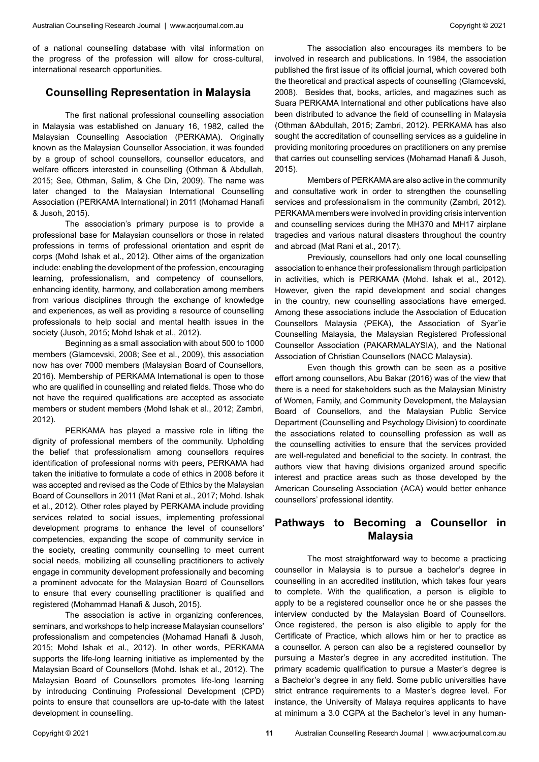of a national counselling database with vital information on the progress of the profession will allow for cross-cultural, international research opportunities.

## Counselling Representation in Malaysia

The first national professional counselling association in Malaysia was established on January 16, 1982, called the Malaysian Counselling Association (PERKAMA). Originally known as the Malaysian Counsellor Association, it was founded by a group of school counsellors, counsellor educators, and welfare officers interested in counselling (Othman & Abdullah, 2015; See, Othman, Salim, & Che Din, 2009). The name was later changed to the Malaysian International Counselling Association (PERKAMA International) in 2011 (Mohamad Hanafi & Jusoh, 2015).

The association's primary purpose is to provide a professional base for Malaysian counsellors or those in related professions in terms of professional orientation and esprit de corps (Mohd Ishak et al., 2012). Other aims of the organization include: enabling the development of the profession, encouraging learning, professionalism, and competency of counsellors, enhancing identity, harmony, and collaboration among members from various disciplines through the exchange of knowledge and experiences, as well as providing a resource of counselling professionals to help social and mental health issues in the society (Jusoh, 2015; Mohd Ishak et al., 2012).

Beginning as a small association with about 500 to 1000 members (Glamcevski, 2008; See et al., 2009), this association now has over 7000 members (Malaysian Board of Counsellors, 2016). Membership of PERKAMA International is open to those who are qualified in counselling and related fields. Those who do not have the required qualifications are accepted as associate members or student members (Mohd Ishak et al., 2012; Zambri, 2012).

PERKAMA has played a massive role in lifting the dignity of professional members of the community. Upholding the belief that professionalism among counsellors requires identification of professional norms with peers, PERKAMA had taken the initiative to formulate a code of ethics in 2008 before it was accepted and revised as the Code of Ethics by the Malaysian Board of Counsellors in 2011 (Mat Rani et al., 2017; Mohd. Ishak et al., 2012). Other roles played by PERKAMA include providing services related to social issues, implementing professional development programs to enhance the level of counsellors' competencies, expanding the scope of community service in the society, creating community counselling to meet current social needs, mobilizing all counselling practitioners to actively engage in community development professionally and becoming a prominent advocate for the Malaysian Board of Counsellors to ensure that every counselling practitioner is qualified and registered (Mohammad Hanafi & Jusoh, 2015).

The association is active in organizing conferences, seminars, and workshops to help increase Malaysian counsellors' professionalism and competencies (Mohamad Hanafi & Jusoh, 2015; Mohd Ishak et al., 2012). In other words, PERKAMA supports the life-long learning initiative as implemented by the Malaysian Board of Counsellors (Mohd. Ishak et al., 2012). The Malaysian Board of Counsellors promotes life-long learning by introducing Continuing Professional Development (CPD) points to ensure that counsellors are up-to-date with the latest development in counselling.

The association also encourages its members to be involved in research and publications. In 1984, the association published the first issue of its official journal, which covered both the theoretical and practical aspects of counselling (Glamcevski, 2008). Besides that, books, articles, and magazines such as Suara PERKAMA International and other publications have also been distributed to advance the field of counselling in Malaysia (Othman &Abdullah, 2015; Zambri, 2012). PERKAMA has also sought the accreditation of counselling services as a guideline in providing monitoring procedures on practitioners on any premise that carries out counselling services (Mohamad Hanafi & Jusoh, 2015).

Members of PERKAMA are also active in the community and consultative work in order to strengthen the counselling services and professionalism in the community (Zambri, 2012). PERKAMA members were involved in providing crisis intervention and counselling services during the MH370 and MH17 airplane tragedies and various natural disasters throughout the country and abroad (Mat Rani et al., 2017).

Previously, counsellors had only one local counselling association to enhance their professionalism through participation in activities, which is PERKAMA (Mohd. Ishak et al., 2012). However, given the rapid development and social changes in the country, new counselling associations have emerged. Among these associations include the Association of Education Counsellors Malaysia (PEKA), the Association of Syar'ie Counselling Malaysia, the Malaysian Registered Professional Counsellor Association (PAKARMALAYSIA), and the National Association of Christian Counsellors (NACC Malaysia).

Even though this growth can be seen as a positive effort among counsellors, Abu Bakar (2016) was of the view that there is a need for stakeholders such as the Malaysian Ministry of Women, Family, and Community Development, the Malaysian Board of Counsellors, and the Malaysian Public Service Department (Counselling and Psychology Division) to coordinate the associations related to counselling profession as well as the counselling activities to ensure that the services provided are well-regulated and beneficial to the society. In contrast, the authors view that having divisions organized around specific interest and practice areas such as those developed by the American Counseling Association (ACA) would better enhance counsellors' professional identity.

## Pathways to Becoming a Counsellor in Malaysia

The most straightforward way to become a practicing counsellor in Malaysia is to pursue a bachelor's degree in counselling in an accredited institution, which takes four years to complete. With the qualification, a person is eligible to apply to be a registered counsellor once he or she passes the interview conducted by the Malaysian Board of Counsellors. Once registered, the person is also eligible to apply for the Certificate of Practice, which allows him or her to practice as a counsellor. A person can also be a registered counsellor by pursuing a Master's degree in any accredited institution. The primary academic qualification to pursue a Master's degree is a Bachelor's degree in any field. Some public universities have strict entrance requirements to a Master's degree level. For instance, the University of Malaya requires applicants to have at minimum a 3.0 CGPA at the Bachelor's level in any human-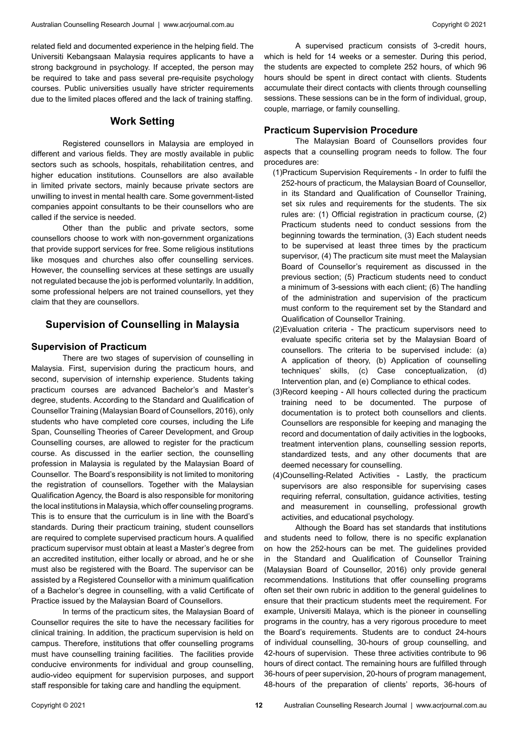related field and documented experience in the helping field. The Universiti Kebangsaan Malaysia requires applicants to have a strong background in psychology. If accepted, the person may be required to take and pass several pre-requisite psychology courses. Public universities usually have stricter requirements due to the limited places offered and the lack of training staffing.

## Work Setting

Registered counsellors in Malaysia are employed in different and various fields. They are mostly available in public sectors such as schools, hospitals, rehabilitation centres, and higher education institutions. Counsellors are also available in limited private sectors, mainly because private sectors are unwilling to invest in mental health care. Some government-listed companies appoint consultants to be their counsellors who are called if the service is needed.

Other than the public and private sectors, some counsellors choose to work with non-government organizations that provide support services for free. Some religious institutions like mosques and churches also offer counselling services. However, the counselling services at these settings are usually not regulated because the job is performed voluntarily. In addition, some professional helpers are not trained counsellors, yet they claim that they are counsellors.

## Supervision of Counselling in Malaysia

### Supervision of Practicum

There are two stages of supervision of counselling in Malaysia. First, supervision during the practicum hours, and second, supervision of internship experience. Students taking practicum courses are advanced Bachelor's and Master's degree, students. According to the Standard and Qualification of Counsellor Training (Malaysian Board of Counsellors, 2016), only students who have completed core courses, including the Life Span, Counselling Theories of Career Development, and Group Counselling courses, are allowed to register for the practicum course. As discussed in the earlier section, the counselling profession in Malaysia is regulated by the Malaysian Board of Counsellor. The Board's responsibility is not limited to monitoring the registration of counsellors. Together with the Malaysian Qualification Agency, the Board is also responsible for monitoring the local institutions in Malaysia, which offer counseling programs. This is to ensure that the curriculum is in line with the Board's standards. During their practicum training, student counsellors are required to complete supervised practicum hours. A qualified practicum supervisor must obtain at least a Master's degree from an accredited institution, either locally or abroad, and he or she must also be registered with the Board. The supervisor can be assisted by a Registered Counsellor with a minimum qualification of a Bachelor's degree in counselling, with a valid Certificate of Practice issued by the Malaysian Board of Counsellors.

In terms of the practicum sites, the Malaysian Board of Counsellor requires the site to have the necessary facilities for clinical training. In addition, the practicum supervision is held on campus. Therefore, institutions that offer counselling programs must have counselling training facilities. The facilities provide conducive environments for individual and group counselling, audio-video equipment for supervision purposes, and support staff responsible for taking care and handling the equipment.

A supervised practicum consists of 3-credit hours, which is held for 14 weeks or a semester. During this period, the students are expected to complete 252 hours, of which 96 hours should be spent in direct contact with clients. Students accumulate their direct contacts with clients through counselling sessions. These sessions can be in the form of individual, group, couple, marriage, or family counselling.

### Practicum Supervision Procedure

The Malaysian Board of Counsellors provides four aspects that a counselling program needs to follow. The four procedures are:

(1) Practicum Supervision Requirements - In order to fulfil the 252-hours of practicum, the Malaysian Board of Counsellor, in its Standard and Qualification of Counsellor Training, set six rules and requirements for the students. The six rules are: (1) Official registration in practicum course, (2) Practicum students need to conduct sessions from the beginning towards the termination, (3) Each student needs to be supervised at least three times by the practicum supervisor, (4) The practicum site must meet the Malaysian Board of Counsellor's requirement as discussed in the previous section; (5) Practicum students need to conduct a minimum of 3-sessions with each client; (6) The handling of the administration and supervision of the practicum must conform to the requirement set by the Standard and Qualification of Counsellor Training.

(2) Evaluation criteria - The practicum supervisors need to evaluate specific criteria set by the Malaysian Board of counsellors. The criteria to be supervised include: (a) A application of theory, (b) Application of counselling techniques' skills, (c) Case conceptualization, (d) Intervention plan, and (e) Compliance to ethical codes.

(3) Record keeping - All hours collected during the practicum training need to be documented. The purpose of documentation is to protect both counsellors and clients. Counsellors are responsible for keeping and managing the record and documentation of daily activities in the logbooks, treatment intervention plans, counselling session reports, standardized tests, and any other documents that are deemed necessary for counselling.

(4) Counselling-Related Activities - Lastly, the practicum supervisors are also responsible for supervising cases requiring referral, consultation, guidance activities, testing and measurement in counselling, professional growth activities, and educational psychology.

Although the Board has set standards that institutions and students need to follow, there is no specific explanation on how the 252-hours can be met. The guidelines provided in the Standard and Qualification of Counsellor Training (Malaysian Board of Counsellor, 2016) only provide general recommendations. Institutions that offer counselling programs often set their own rubric in addition to the general guidelines to ensure that their practicum students meet the requirement. For example, Universiti Malaya, which is the pioneer in counselling programs in the country, has a very rigorous procedure to meet the Board's requirements. Students are to conduct 24-hours of individual counselling, 30-hours of group counselling, and 42-hours of supervision. These three activities contribute to 96 hours of direct contact. The remaining hours are fulfilled through 36-hours of peer supervision, 20-hours of program management, 48-hours of the preparation of clients' reports, 36-hours of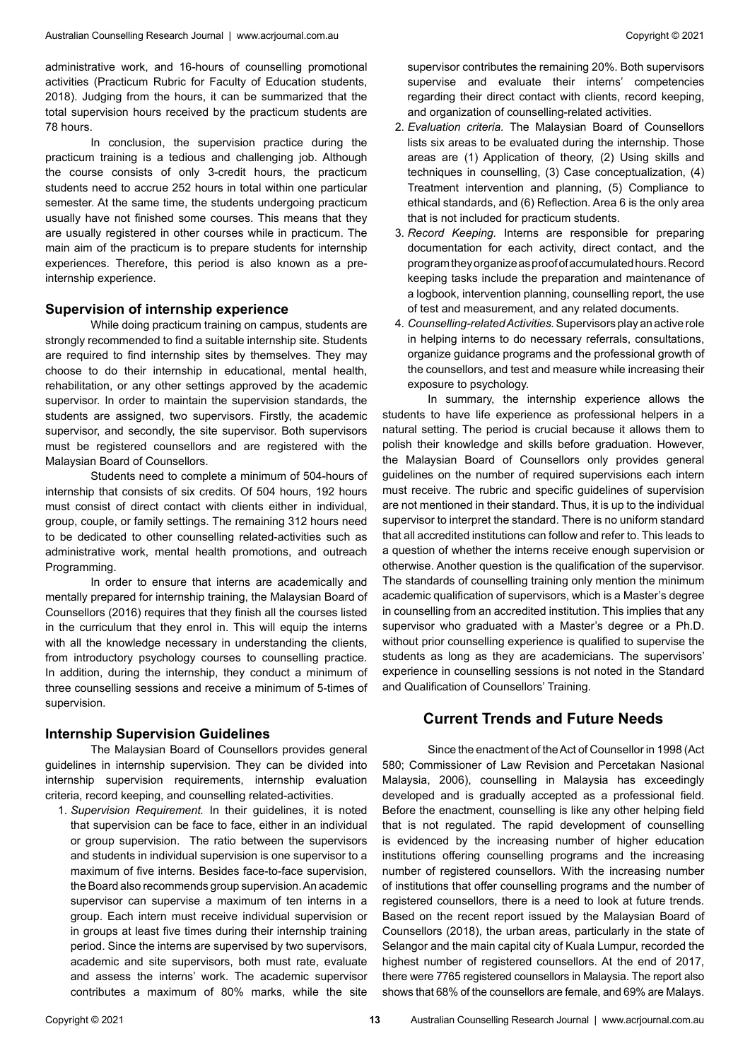administrative work, and 16-hours of counselling promotional activities (Practicum Rubric for Faculty of Education students, 2018). Judging from the hours, it can be summarized that the total supervision hours received by the practicum students are 78 hours.

In conclusion, the supervision practice during the practicum training is a tedious and challenging job. Although the course consists of only 3-credit hours, the practicum students need to accrue 252 hours in total within one particular semester. At the same time, the students undergoing practicum usually have not finished some courses. This means that they are usually registered in other courses while in practicum. The main aim of the practicum is to prepare students for internship experiences. Therefore, this period is also known as a pre-internship experience.

### Supervision of internship experience

While doing practicum training on campus, students are strongly recommended to find a suitable internship site. Students are required to find internship sites by themselves. They may choose to do their internship in educational, mental health, rehabilitation, or any other settings approved by the academic supervisor. In order to maintain the supervision standards, the students are assigned, two supervisors. Firstly, the academic supervisor, and secondly, the site supervisor. Both supervisors must be registered counsellors and are registered with the Malaysian Board of Counsellors.

Students need to complete a minimum of 504-hours of internship that consists of six credits. Of 504 hours, 192 hours must consist of direct contact with clients either in individual, group, couple, or family settings. The remaining 312 hours need to be dedicated to other counselling related-activities such as administrative work, mental health promotions, and outreach Programming.

In order to ensure that interns are academically and mentally prepared for internship training, the Malaysian Board of Counsellors (2016) requires that they finish all the courses listed in the curriculum that they enrol in. This will equip the interns with all the knowledge necessary in understanding the clients, from introductory psychology courses to counselling practice. In addition, during the internship, they conduct a minimum of three counselling sessions and receive a minimum of 5-times of supervision.

### Internship Supervision Guidelines

The Malaysian Board of Counsellors provides general guidelines in internship supervision. They can be divided into internship supervision requirements, internship evaluation criteria, record keeping, and counselling related-activities.

1. *Supervision Requirement.* In their guidelines, it is noted that supervision can be face to face, either in an individual or group supervision. The ratio between the supervisors and students in individual supervision is one supervisor to a maximum of five interns. Besides face-to-face supervision, the Board also recommends group supervision. An academic supervisor can supervise a maximum of ten interns in a group. Each intern must receive individual supervision or in groups at least five times during their internship training period. Since the interns are supervised by two supervisors, academic and site supervisors, both must rate, evaluate and assess the interns' work. The academic supervisor contributes a maximum of 80% marks, while the site supervisor contributes the remaining 20%. Both supervisors supervise and evaluate their interns' competencies regarding their direct contact with clients, record keeping, and organization of counselling-related activities.
2. *Evaluation criteria.* The Malaysian Board of Counsellors lists six areas to be evaluated during the internship. Those areas are (1) Application of theory, (2) Using skills and techniques in counselling, (3) Case conceptualization, (4) Treatment intervention and planning, (5) Compliance to ethical standards, and (6) Reflection. Area 6 is the only area that is not included for practicum students.
3. *Record Keeping.* Interns are responsible for preparing documentation for each activity, direct contact, and the program they organize as proof of accumulated hours. Record keeping tasks include the preparation and maintenance of a logbook, intervention planning, counselling report, the use of test and measurement, and any related documents.
4. *Counselling-related Activities.* Supervisors play an active role in helping interns to do necessary referrals, consultations, organize guidance programs and the professional growth of the counsellors, and test and measure while increasing their exposure to psychology.

In summary, the internship experience allows the students to have life experience as professional helpers in a natural setting. The period is crucial because it allows them to polish their knowledge and skills before graduation. However, the Malaysian Board of Counsellors only provides general guidelines on the number of required supervisions each intern must receive. The rubric and specific guidelines of supervision are not mentioned in their standard. Thus, it is up to the individual supervisor to interpret the standard. There is no uniform standard that all accredited institutions can follow and refer to. This leads to a question of whether the interns receive enough supervision or otherwise. Another question is the qualification of the supervisor. The standards of counselling training only mention the minimum academic qualification of supervisors, which is a Master's degree in counselling from an accredited institution. This implies that any supervisor who graduated with a Master's degree or a Ph.D. without prior counselling experience is qualified to supervise the students as long as they are academicians. The supervisors' experience in counselling sessions is not noted in the Standard and Qualification of Counsellors' Training.

## Current Trends and Future Needs

Since the enactment of the Act of Counsellor in 1998 (Act 580; Commissioner of Law Revision and Percetakan Nasional Malaysia, 2006), counselling in Malaysia has exceedingly developed and is gradually accepted as a professional field. Before the enactment, counselling is like any other helping field that is not regulated. The rapid development of counselling is evidenced by the increasing number of higher education institutions offering counselling programs and the increasing number of registered counsellors. With the increasing number of institutions that offer counselling programs and the number of registered counsellors, there is a need to look at future trends. Based on the recent report issued by the Malaysian Board of Counsellors (2018), the urban areas, particularly in the state of Selangor and the main capital city of Kuala Lumpur, recorded the highest number of registered counsellors. At the end of 2017, there were 7765 registered counsellors in Malaysia. The report also shows that 68% of the counsellors are female, and 69% are Malays.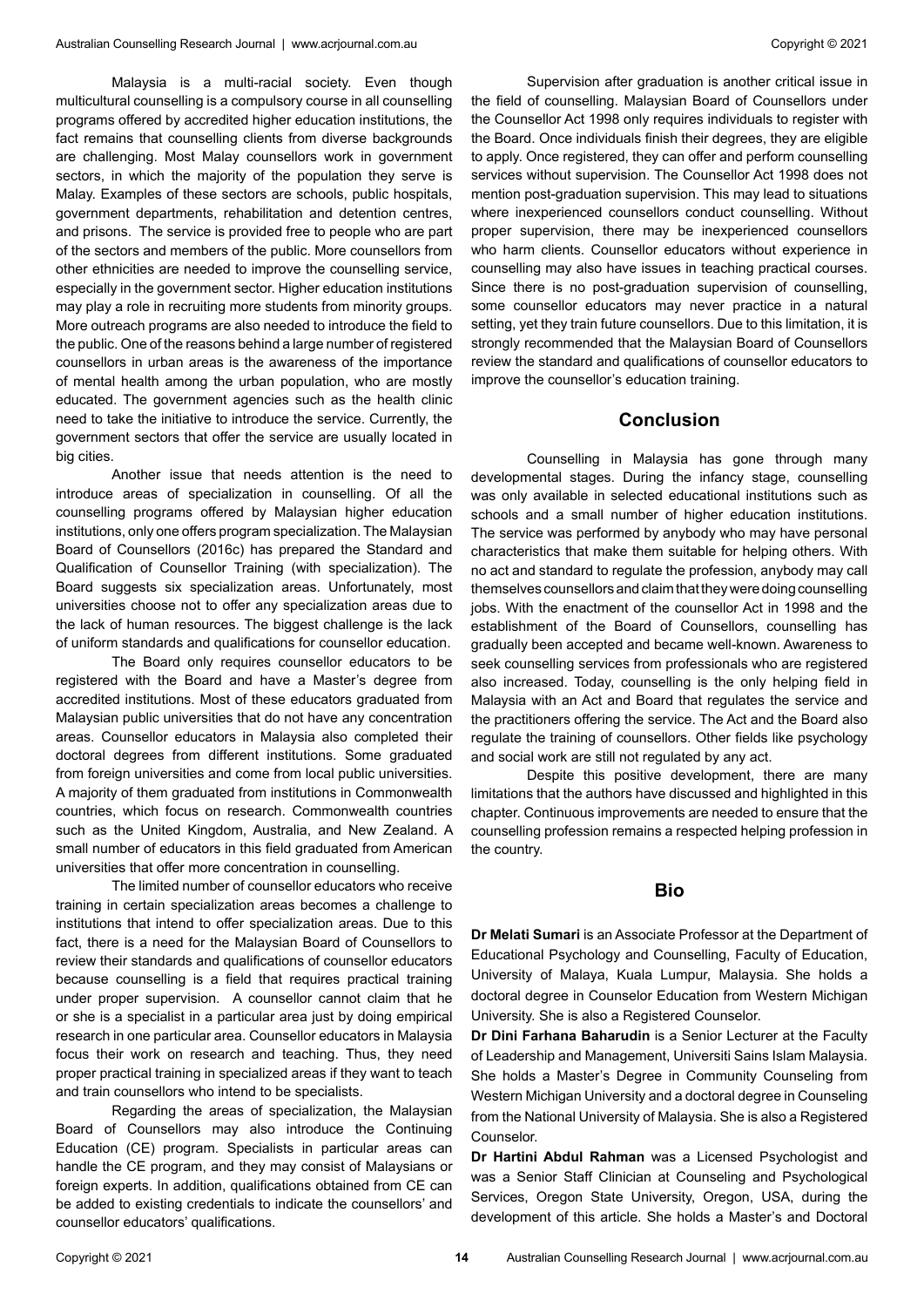Malaysia is a multi-racial society. Even though multicultural counselling is a compulsory course in all counselling programs offered by accredited higher education institutions, the fact remains that counselling clients from diverse backgrounds are challenging. Most Malay counsellors work in government sectors, in which the majority of the population they serve is Malay. Examples of these sectors are schools, public hospitals, government departments, rehabilitation and detention centres, and prisons. The service is provided free to people who are part of the sectors and members of the public. More counsellors from other ethnicities are needed to improve the counselling service, especially in the government sector. Higher education institutions may play a role in recruiting more students from minority groups. More outreach programs are also needed to introduce the field to the public. One of the reasons behind a large number of registered counsellors in urban areas is the awareness of the importance of mental health among the urban population, who are mostly educated. The government agencies such as the health clinic need to take the initiative to introduce the service. Currently, the government sectors that offer the service are usually located in big cities.

Another issue that needs attention is the need to introduce areas of specialization in counselling. Of all the counselling programs offered by Malaysian higher education institutions, only one offers program specialization. The Malaysian Board of Counsellors (2016c) has prepared the Standard and Qualification of Counsellor Training (with specialization). The Board suggests six specialization areas. Unfortunately, most universities choose not to offer any specialization areas due to the lack of human resources. The biggest challenge is the lack of uniform standards and qualifications for counsellor education.

The Board only requires counsellor educators to be registered with the Board and have a Master's degree from accredited institutions. Most of these educators graduated from Malaysian public universities that do not have any concentration areas. Counsellor educators in Malaysia also completed their doctoral degrees from different institutions. Some graduated from foreign universities and come from local public universities. A majority of them graduated from institutions in Commonwealth countries, which focus on research. Commonwealth countries such as the United Kingdom, Australia, and New Zealand. A small number of educators in this field graduated from American universities that offer more concentration in counselling.

The limited number of counsellor educators who receive training in certain specialization areas becomes a challenge to institutions that intend to offer specialization areas. Due to this fact, there is a need for the Malaysian Board of Counsellors to review their standards and qualifications of counsellor educators because counselling is a field that requires practical training under proper supervision. A counsellor cannot claim that he or she is a specialist in a particular area just by doing empirical research in one particular area. Counsellor educators in Malaysia focus their work on research and teaching. Thus, they need proper practical training in specialized areas if they want to teach and train counsellors who intend to be specialists.

Regarding the areas of specialization, the Malaysian Board of Counsellors may also introduce the Continuing Education (CE) program. Specialists in particular areas can handle the CE program, and they may consist of Malaysians or foreign experts. In addition, qualifications obtained from CE can be added to existing credentials to indicate the counsellors' and counsellor educators' qualifications.

Supervision after graduation is another critical issue in the field of counselling. Malaysian Board of Counsellors under the Counsellor Act 1998 only requires individuals to register with the Board. Once individuals finish their degrees, they are eligible to apply. Once registered, they can offer and perform counselling services without supervision. The Counsellor Act 1998 does not mention post-graduation supervision. This may lead to situations where inexperienced counsellors conduct counselling. Without proper supervision, there may be inexperienced counsellors who harm clients. Counsellor educators without experience in counselling may also have issues in teaching practical courses. Since there is no post-graduation supervision of counselling, some counsellor educators may never practice in a natural setting, yet they train future counsellors. Due to this limitation, it is strongly recommended that the Malaysian Board of Counsellors review the standard and qualifications of counsellor educators to improve the counsellor's education training.

## Conclusion

Counselling in Malaysia has gone through many developmental stages. During the infancy stage, counselling was only available in selected educational institutions such as schools and a small number of higher education institutions. The service was performed by anybody who may have personal characteristics that make them suitable for helping others. With no act and standard to regulate the profession, anybody may call themselves counsellors and claim that they were doing counselling jobs. With the enactment of the counsellor Act in 1998 and the establishment of the Board of Counsellors, counselling has gradually been accepted and became well-known. Awareness to seek counselling services from professionals who are registered also increased. Today, counselling is the only helping field in Malaysia with an Act and Board that regulates the service and the practitioners offering the service. The Act and the Board also regulate the training of counsellors. Other fields like psychology and social work are still not regulated by any act.

Despite this positive development, there are many limitations that the authors have discussed and highlighted in this chapter. Continuous improvements are needed to ensure that the counselling profession remains a respected helping profession in the country.

## Bio

**Dr Melati Sumari** is an Associate Professor at the Department of Educational Psychology and Counselling, Faculty of Education, University of Malaya, Kuala Lumpur, Malaysia. She holds a doctoral degree in Counselor Education from Western Michigan University. She is also a Registered Counselor.

**Dr Dini Farhana Baharudin** is a Senior Lecturer at the Faculty of Leadership and Management, Universiti Sains Islam Malaysia. She holds a Master's Degree in Community Counseling from Western Michigan University and a doctoral degree in Counseling from the National University of Malaysia. She is also a Registered Counselor.

**Dr Hartini Abdul Rahman** was a Licensed Psychologist and was a Senior Staff Clinician at Counseling and Psychological Services, Oregon State University, Oregon, USA, during the development of this article. She holds a Master's and Doctoral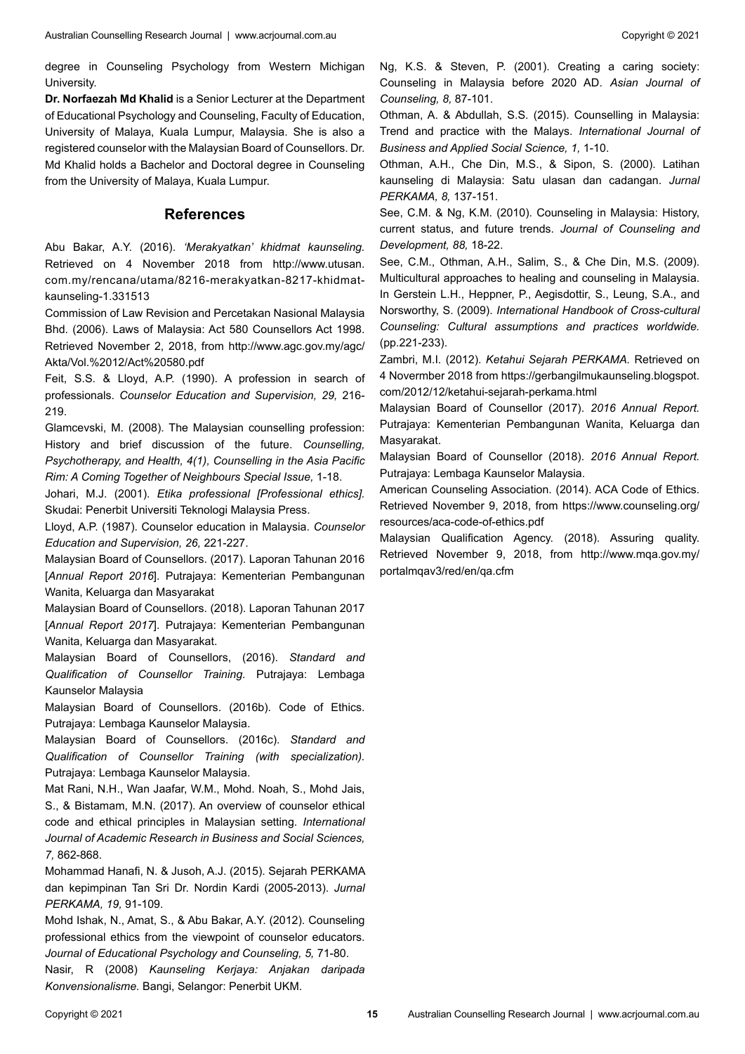degree in Counseling Psychology from Western Michigan University.

**Dr. Norfaezah Md Khalid** is a Senior Lecturer at the Department of Educational Psychology and Counseling, Faculty of Education, University of Malaya, Kuala Lumpur, Malaysia. She is also a registered counselor with the Malaysian Board of Counsellors. Dr. Md Khalid holds a Bachelor and Doctoral degree in Counseling from the University of Malaya, Kuala Lumpur.

## References

Abu Bakar, A.Y. (2016). *'Merakyatkan' khidmat kaunseling.* Retrieved on 4 November 2018 from http://www.utusan.com.my/rencana/utama/8216-merakyatkan-8217-khidmat-kaunseling-1.331513

Commission of Law Revision and Percetakan Nasional Malaysia Bhd. (2006). Laws of Malaysia: Act 580 Counsellors Act 1998. Retrieved November 2, 2018, from http://www.agc.gov.my/agc/Akta/Vol.%2012/Act%20580.pdf

Feit, S.S. & Lloyd, A.P. (1990). A profession in search of professionals. *Counselor Education and Supervision, 29,* 216-219.

Glamcevski, M. (2008). The Malaysian counselling profession: History and brief discussion of the future. *Counselling, Psychotherapy, and Health, 4(1), Counselling in the Asia Pacific Rim: A Coming Together of Neighbours Special Issue,* 1-18.

Johari, M.J. (2001). *Etika professional [Professional ethics].* Skudai: Penerbit Universiti Teknologi Malaysia Press.

Lloyd, A.P. (1987). Counselor education in Malaysia. *Counselor Education and Supervision, 26,* 221-227.

Malaysian Board of Counsellors. (2017). Laporan Tahunan 2016 [*Annual Report 2016*]. Putrajaya: Kementerian Pembangunan Wanita, Keluarga dan Masyarakat

Malaysian Board of Counsellors. (2018). Laporan Tahunan 2017 [*Annual Report 2017*]. Putrajaya: Kementerian Pembangunan Wanita, Keluarga dan Masyarakat.

Malaysian Board of Counsellors, (2016). *Standard and Qualification of Counsellor Training.* Putrajaya: Lembaga Kaunselor Malaysia

Malaysian Board of Counsellors. (2016b). Code of Ethics. Putrajaya: Lembaga Kaunselor Malaysia.

Malaysian Board of Counsellors. (2016c). *Standard and Qualification of Counsellor Training (with specialization).* Putrajaya: Lembaga Kaunselor Malaysia.

Mat Rani, N.H., Wan Jaafar, W.M., Mohd. Noah, S., Mohd Jais, S., & Bistamam, M.N. (2017). An overview of counselor ethical code and ethical principles in Malaysian setting. *International Journal of Academic Research in Business and Social Sciences, 7,* 862-868.

Mohammad Hanafi, N. & Jusoh, A.J. (2015). Sejarah PERKAMA dan kepimpinan Tan Sri Dr. Nordin Kardi (2005-2013). *Jurnal PERKAMA, 19,* 91-109.

Mohd Ishak, N., Amat, S., & Abu Bakar, A.Y. (2012). Counseling professional ethics from the viewpoint of counselor educators. *Journal of Educational Psychology and Counseling, 5,* 71-80.

Nasir, R (2008) *Kaunseling Kerjaya: Anjakan daripada Konvensionalisme.* Bangi, Selangor: Penerbit UKM.

Ng, K.S. & Steven, P. (2001). Creating a caring society: Counseling in Malaysia before 2020 AD. *Asian Journal of Counseling, 8,* 87-101.

Othman, A. & Abdullah, S.S. (2015). Counselling in Malaysia: Trend and practice with the Malays. *International Journal of Business and Applied Social Science, 1,* 1-10.

Othman, A.H., Che Din, M.S., & Sipon, S. (2000). Latihan kaunseling di Malaysia: Satu ulasan dan cadangan. *Jurnal PERKAMA, 8,* 137-151.

See, C.M. & Ng, K.M. (2010). Counseling in Malaysia: History, current status, and future trends. *Journal of Counseling and Development, 88,* 18-22.

See, C.M., Othman, A.H., Salim, S., & Che Din, M.S. (2009). Multicultural approaches to healing and counseling in Malaysia. In Gerstein L.H., Heppner, P., Aegisdottir, S., Leung, S.A., and Norsworthy, S. (2009). *International Handbook of Cross-cultural Counseling: Cultural assumptions and practices worldwide.* (pp.221-233).

Zambri, M.I. (2012). *Ketahui Sejarah PERKAMA.* Retrieved on 4 Novermber 2018 from https://gerbangilmukaunseling.blogspot.com/2012/12/ketahui-sejarah-perkama.html

Malaysian Board of Counsellor (2017). *2016 Annual Report.* Putrajaya: Kementerian Pembangunan Wanita, Keluarga dan Masyarakat.

Malaysian Board of Counsellor (2018). *2016 Annual Report.* Putrajaya: Lembaga Kaunselor Malaysia.

American Counseling Association. (2014). ACA Code of Ethics. Retrieved November 9, 2018, from https://www.counseling.org/resources/aca-code-of-ethics.pdf

Malaysian Qualification Agency. (2018). Assuring quality. Retrieved November 9, 2018, from http://www.mqa.gov.my/portalmqav3/red/en/qa.cfm